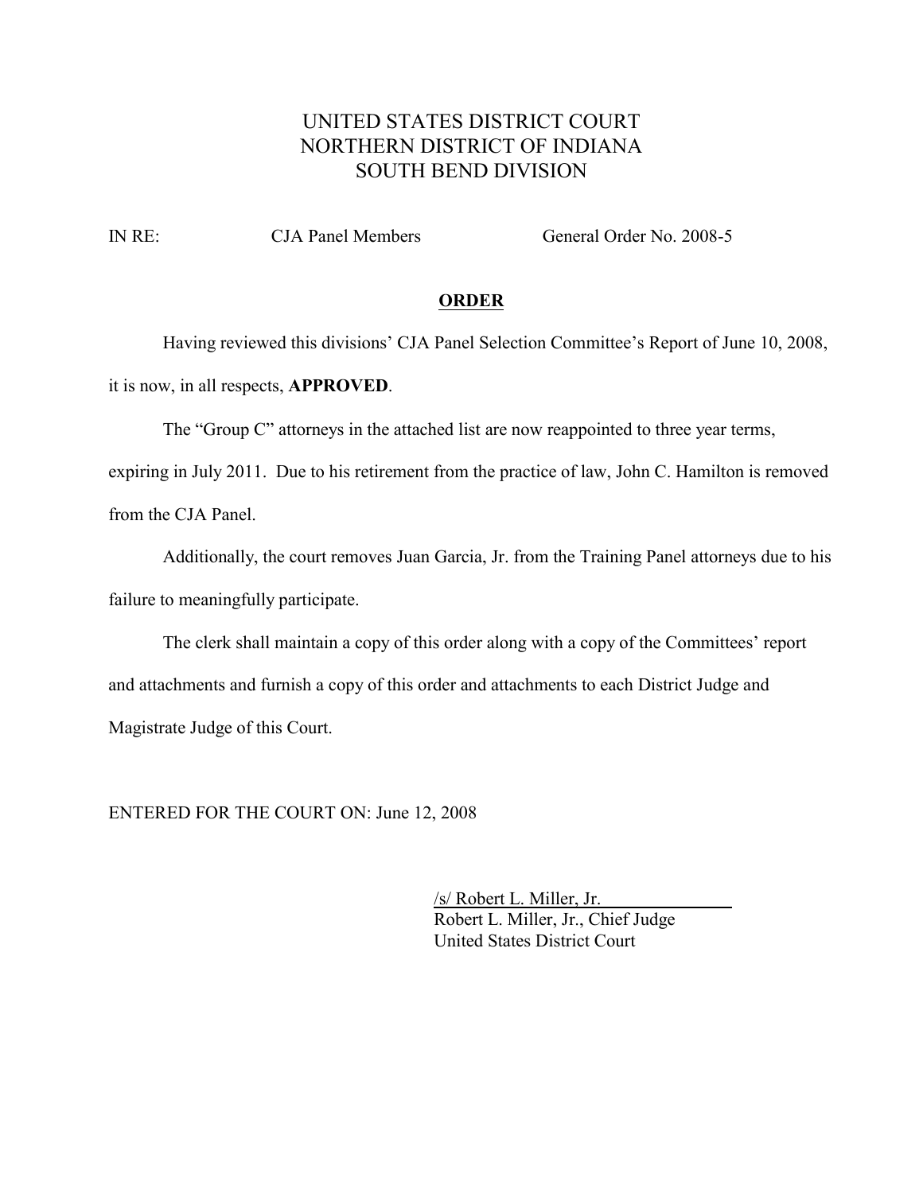# UNITED STATES DISTRICT COURT
# NORTHERN DISTRICT OF INDIANA
# SOUTH BEND DIVISION

IN RE: CJA Panel Members General Order No. 2008-5

## ORDER

Having reviewed this divisions' CJA Panel Selection Committee's Report of June 10, 2008, it is now, in all respects, **APPROVED**.

The "Group C" attorneys in the attached list are now reappointed to three year terms, expiring in July 2011. Due to his retirement from the practice of law, John C. Hamilton is removed from the CJA Panel.

Additionally, the court removes Juan Garcia, Jr. from the Training Panel attorneys due to his failure to meaningfully participate.

The clerk shall maintain a copy of this order along with a copy of the Committees' report and attachments and furnish a copy of this order and attachments to each District Judge and Magistrate Judge of this Court.

ENTERED FOR THE COURT ON: June 12, 2008

/s/ Robert L. Miller, Jr.
Robert L. Miller, Jr., Chief Judge
United States District Court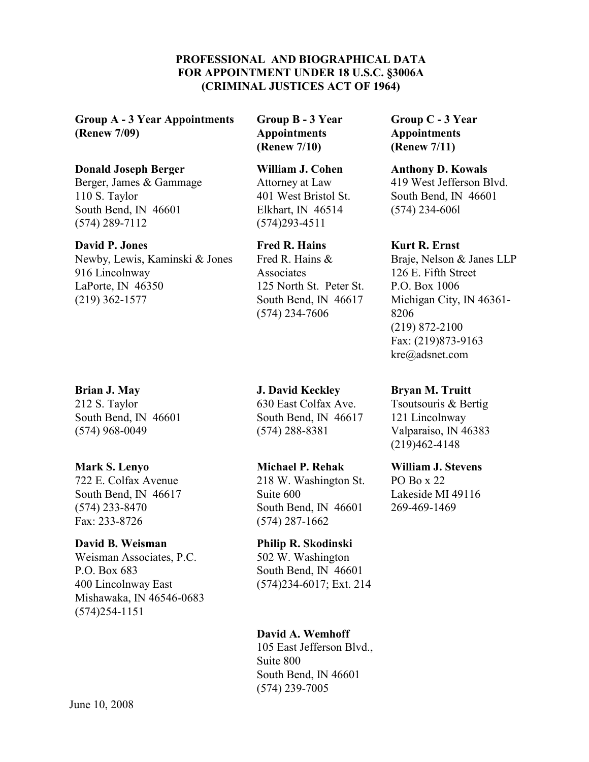**PROFESSIONAL AND BIOGRAPHICAL DATA**
**FOR APPOINTMENT UNDER 18 U.S.C. §3006A**
**(CRIMINAL JUSTICES ACT OF 1964)**

**Group A - 3 Year Appointments (Renew 7/09)**

**Donald Joseph Berger**
Berger, James & Gammage
110 S. Taylor
South Bend, IN 46601
(574) 289-7112

**David P. Jones**
Newby, Lewis, Kaminski & Jones
916 Lincolnway
LaPorte, IN 46350
(219) 362-1577

**Brian J. May**
212 S. Taylor
South Bend, IN 46601
(574) 968-0049

**Mark S. Lenyo**
722 E. Colfax Avenue
South Bend, IN 46617
(574) 233-8470
Fax: 233-8726

**David B. Weisman**
Weisman Associates, P.C.
P.O. Box 683
400 Lincolnway East
Mishawaka, IN 46546-0683
(574)254-1151

**Group B - 3 Year Appointments (Renew 7/10)**

**William J. Cohen**
Attorney at Law
401 West Bristol St.
Elkhart, IN 46514
(574)293-4511

**Fred R. Hains**
Fred R. Hains & Associates
125 North St. Peter St.
South Bend, IN 46617
(574) 234-7606

**J. David Keckley**
630 East Colfax Ave.
South Bend, IN 46617
(574) 288-8381

**Michael P. Rehak**
218 W. Washington St.
Suite 600
South Bend, IN 46601
(574) 287-1662

**Philip R. Skodinski**
502 W. Washington
South Bend, IN 46601
(574)234-6017; Ext. 214

**David A. Wemhoff**
105 East Jefferson Blvd., Suite 800
South Bend, IN 46601
(574) 239-7005

**Group C - 3 Year Appointments (Renew 7/11)**

**Anthony D. Kowals**
419 West Jefferson Blvd.
South Bend, IN 46601
(574) 234-606l

**Kurt R. Ernst**
Braje, Nelson & Janes LLP
126 E. Fifth Street
P.O. Box 1006
Michigan City, IN 46361-8206
(219) 872-2100
Fax: (219)873-9163
kre@adsnet.com

**Bryan M. Truitt**
Tsoutsouris & Bertig
121 Lincolnway
Valparaiso, IN 46383
(219)462-4148

**William J. Stevens**
PO Bo x 22
Lakeside MI 49116
269-469-1469

June 10, 2008